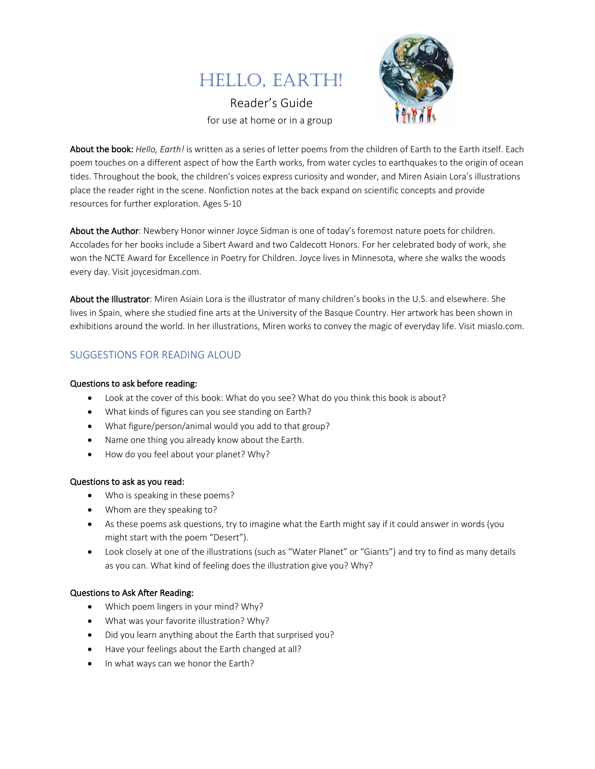# HELLO, EARTH!

Reader's Guide

for use at home or in a group

**About the book:** *Hello, Earth!* is written as a series of letter poems from the children of Earth to the Earth itself. Each poem touches on a different aspect of how the Earth works, from water cycles to earthquakes to the origin of ocean tides. Throughout the book, the children's voices express curiosity and wonder, and Miren Asiain Lora's illustrations place the reader right in the scene. Nonfiction notes at the back expand on scientific concepts and provide resources for further exploration. Ages 5-10

**About the Author**: Newbery Honor winner Joyce Sidman is one of today's foremost nature poets for children. Accolades for her books include a Sibert Award and two Caldecott Honors. For her celebrated body of work, she won the NCTE Award for Excellence in Poetry for Children. Joyce lives in Minnesota, where she walks the woods every day. Visit joycesidman.com.

**About the Illustrator**: Miren Asiain Lora is the illustrator of many children's books in the U.S. and elsewhere. She lives in Spain, where she studied fine arts at the University of the Basque Country. Her artwork has been shown in exhibitions around the world. In her illustrations, Miren works to convey the magic of everyday life. Visit miaslo.com.

## SUGGESTIONS FOR READING ALOUD

**Questions to ask before reading:**

- Look at the cover of this book: What do you see? What do you think this book is about?
- What kinds of figures can you see standing on Earth?
- What figure/person/animal would you add to that group?
- Name one thing you already know about the Earth.
- How do you feel about your planet? Why?

**Questions to ask as you read:**

- Who is speaking in these poems?
- Whom are they speaking to?
- As these poems ask questions, try to imagine what the Earth might say if it could answer in words (you might start with the poem "Desert").
- Look closely at one of the illustrations (such as "Water Planet" or "Giants") and try to find as many details as you can. What kind of feeling does the illustration give you? Why?

**Questions to Ask After Reading:**

- Which poem lingers in your mind? Why?
- What was your favorite illustration? Why?
- Did you learn anything about the Earth that surprised you?
- Have your feelings about the Earth changed at all?
- In what ways can we honor the Earth?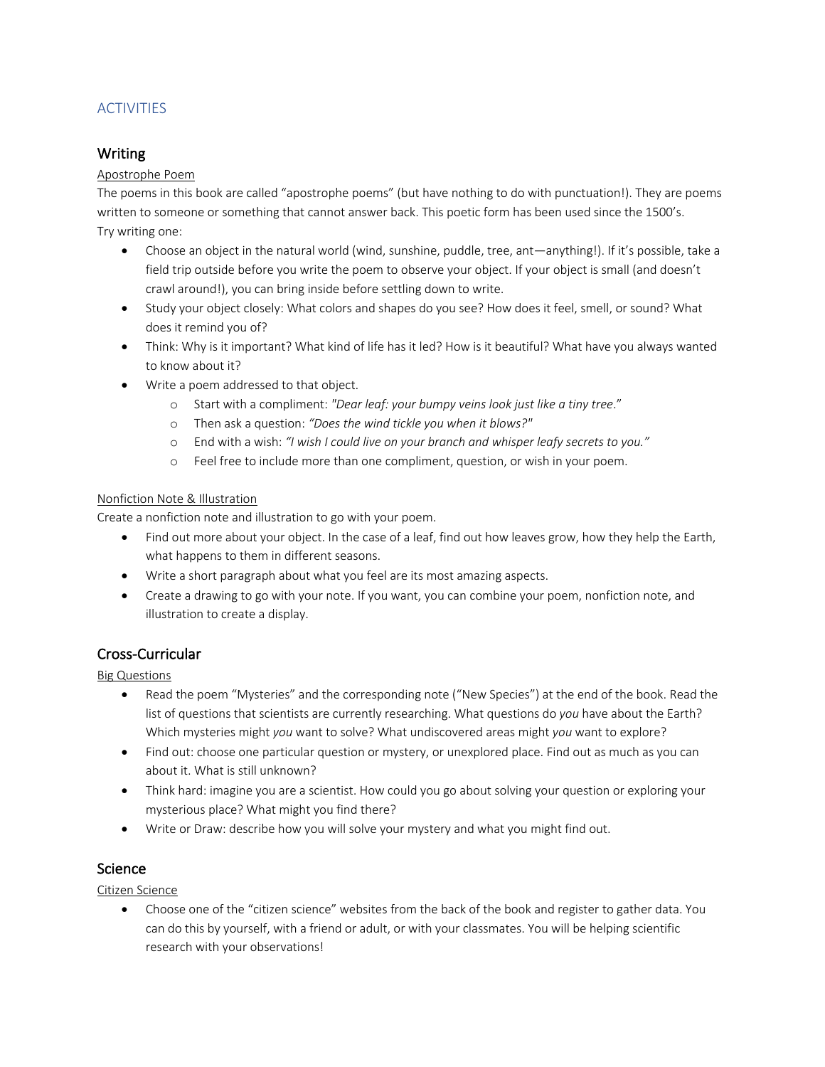## ACTIVITIES

### Writing

Apostrophe Poem

The poems in this book are called "apostrophe poems" (but have nothing to do with punctuation!). They are poems written to someone or something that cannot answer back. This poetic form has been used since the 1500's.
Try writing one:

- Choose an object in the natural world (wind, sunshine, puddle, tree, ant—anything!). If it's possible, take a field trip outside before you write the poem to observe your object. If your object is small (and doesn't crawl around!), you can bring inside before settling down to write.
- Study your object closely: What colors and shapes do you see? How does it feel, smell, or sound? What does it remind you of?
- Think: Why is it important? What kind of life has it led? How is it beautiful? What have you always wanted to know about it?
- Write a poem addressed to that object.
    - Start with a compliment: *"Dear leaf: your bumpy veins look just like a tiny tree*."
    - Then ask a question: *"Does the wind tickle you when it blows?"*
    - End with a wish: *"I wish I could live on your branch and whisper leafy secrets to you."*
    - Feel free to include more than one compliment, question, or wish in your poem.

Nonfiction Note & Illustration

Create a nonfiction note and illustration to go with your poem.

- Find out more about your object. In the case of a leaf, find out how leaves grow, how they help the Earth, what happens to them in different seasons.
- Write a short paragraph about what you feel are its most amazing aspects.
- Create a drawing to go with your note. If you want, you can combine your poem, nonfiction note, and illustration to create a display.

### Cross-Curricular

Big Questions

- Read the poem "Mysteries" and the corresponding note ("New Species") at the end of the book. Read the list of questions that scientists are currently researching. What questions do *you* have about the Earth? Which mysteries might *you* want to solve? What undiscovered areas might *you* want to explore?
- Find out: choose one particular question or mystery, or unexplored place. Find out as much as you can about it. What is still unknown?
- Think hard: imagine you are a scientist. How could you go about solving your question or exploring your mysterious place? What might you find there?
- Write or Draw: describe how you will solve your mystery and what you might find out.

### Science

Citizen Science

- Choose one of the "citizen science" websites from the back of the book and register to gather data. You can do this by yourself, with a friend or adult, or with your classmates. You will be helping scientific research with your observations!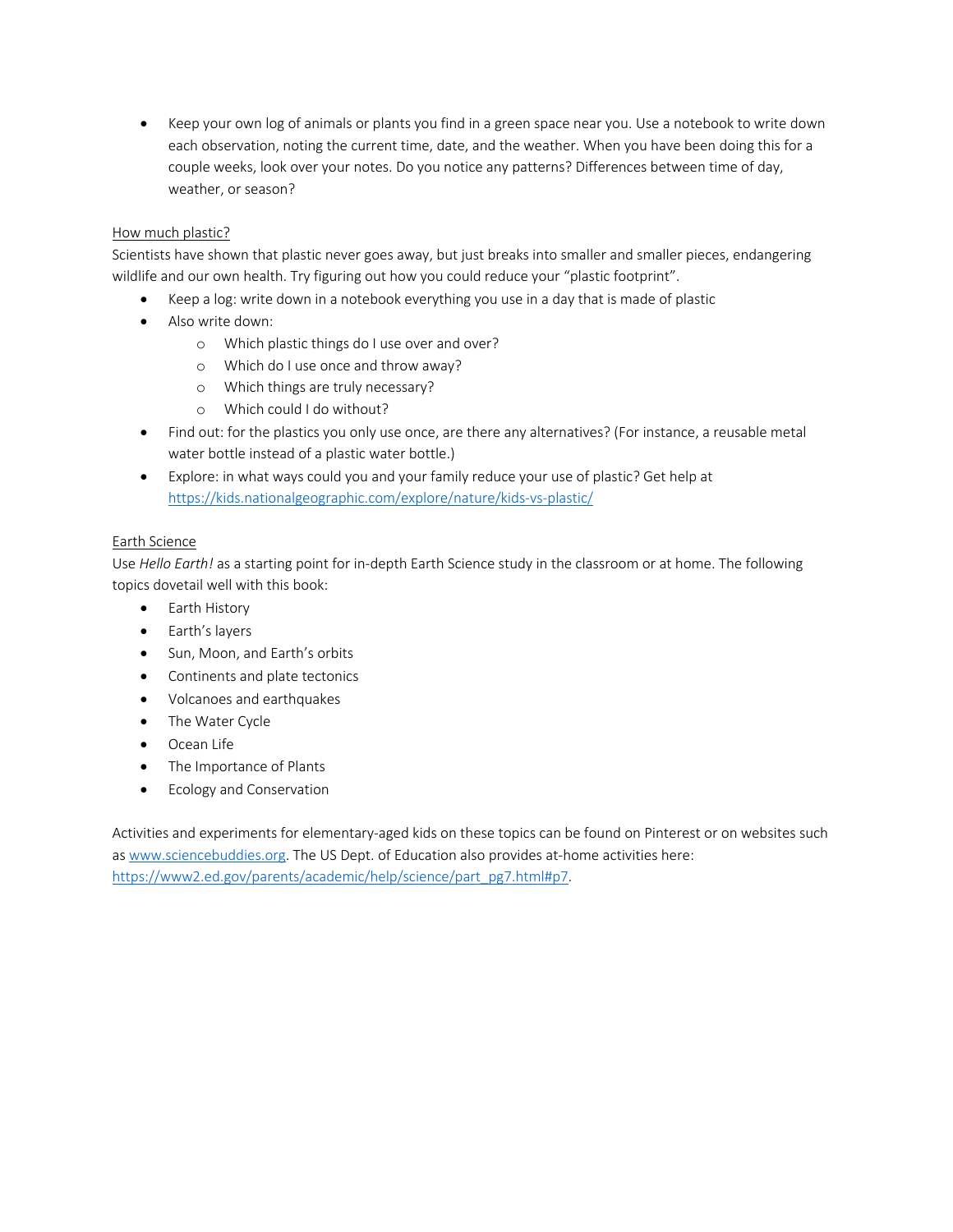- Keep your own log of animals or plants you find in a green space near you. Use a notebook to write down each observation, noting the current time, date, and the weather. When you have been doing this for a couple weeks, look over your notes. Do you notice any patterns? Differences between time of day, weather, or season?

## How much plastic?

Scientists have shown that plastic never goes away, but just breaks into smaller and smaller pieces, endangering wildlife and our own health. Try figuring out how you could reduce your "plastic footprint".

- Keep a log: write down in a notebook everything you use in a day that is made of plastic
- Also write down:
  - Which plastic things do I use over and over?
  - Which do I use once and throw away?
  - Which things are truly necessary?
  - Which could I do without?
- Find out: for the plastics you only use once, are there any alternatives? (For instance, a reusable metal water bottle instead of a plastic water bottle.)
- Explore: in what ways could you and your family reduce your use of plastic? Get help at https://kids.nationalgeographic.com/explore/nature/kids-vs-plastic/

## Earth Science

Use *Hello Earth!* as a starting point for in-depth Earth Science study in the classroom or at home. The following topics dovetail well with this book:

- Earth History
- Earth's layers
- Sun, Moon, and Earth's orbits
- Continents and plate tectonics
- Volcanoes and earthquakes
- The Water Cycle
- Ocean Life
- The Importance of Plants
- Ecology and Conservation

Activities and experiments for elementary-aged kids on these topics can be found on Pinterest or on websites such as www.sciencebuddies.org. The US Dept. of Education also provides at-home activities here: https://www2.ed.gov/parents/academic/help/science/part_pg7.html#p7.